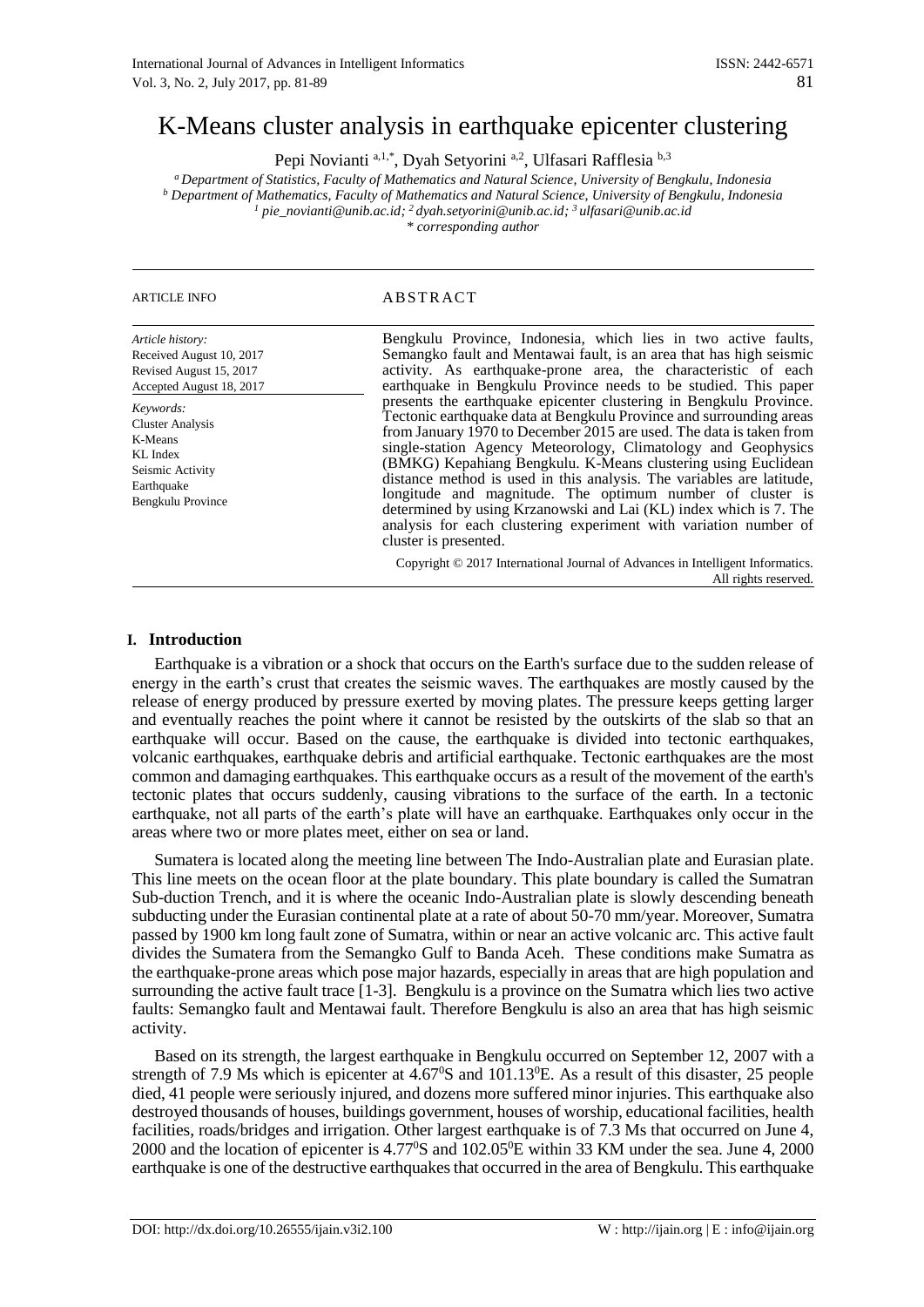# K-Means cluster analysis in earthquake epicenter clustering

Pepi Novianti [a,1,*], Dyah Setyorini [a,2], Ulfasari Rafflesia [b,3]

[a] Department of Statistics, Faculty of Mathematics and Natural Science, University of Bengkulu, Indonesia
[b] Department of Mathematics, Faculty of Mathematics and Natural Science, University of Bengkulu, Indonesia
[1] pie_novianti@unib.ac.id; [2] dyah.setyorini@unib.ac.id; [3] ulfasari@unib.ac.id
* corresponding author

ARTICLE INFO

*Article history:*
Received August 10, 2017
Revised August 15, 2017
Accepted August 18, 2017

*Keywords:*
Cluster Analysis
K-Means
KL Index
Seismic Activity
Earthquake
Bengkulu Province

ABSTRACT

Bengkulu Province, Indonesia, which lies in two active faults, Semangko fault and Mentawai fault, is an area that has high seismic activity. As earthquake-prone area, the characteristic of each earthquake in Bengkulu Province needs to be studied. This paper presents the earthquake epicenter clustering in Bengkulu Province. Tectonic earthquake data at Bengkulu Province and surrounding areas from January 1970 to December 2015 are used. The data is taken from single-station Agency Meteorology, Climatology and Geophysics (BMKG) Kepahiang Bengkulu. K-Means clustering using Euclidean distance method is used in this analysis. The variables are latitude, longitude and magnitude. The optimum number of cluster is determined by using Krzanowski and Lai (KL) index which is 7. The analysis for each clustering experiment with variation number of cluster is presented.

Copyright © 2017 International Journal of Advances in Intelligent Informatics. All rights reserved.

## I. Introduction

Earthquake is a vibration or a shock that occurs on the Earth's surface due to the sudden release of energy in the earth's crust that creates the seismic waves. The earthquakes are mostly caused by the release of energy produced by pressure exerted by moving plates. The pressure keeps getting larger and eventually reaches the point where it cannot be resisted by the outskirts of the slab so that an earthquake will occur. Based on the cause, the earthquake is divided into tectonic earthquakes, volcanic earthquakes, earthquake debris and artificial earthquake. Tectonic earthquakes are the most common and damaging earthquakes. This earthquake occurs as a result of the movement of the earth's tectonic plates that occurs suddenly, causing vibrations to the surface of the earth. In a tectonic earthquake, not all parts of the earth's plate will have an earthquake. Earthquakes only occur in the areas where two or more plates meet, either on sea or land.

Sumatera is located along the meeting line between The Indo-Australian plate and Eurasian plate. This line meets on the ocean floor at the plate boundary. This plate boundary is called the Sumatran Sub-duction Trench, and it is where the oceanic Indo-Australian plate is slowly descending beneath subducting under the Eurasian continental plate at a rate of about 50-70 mm/year. Moreover, Sumatra passed by 1900 km long fault zone of Sumatra, within or near an active volcanic arc. This active fault divides the Sumatera from the Semangko Gulf to Banda Aceh. These conditions make Sumatra as the earthquake-prone areas which pose major hazards, especially in areas that are high population and surrounding the active fault trace [1-3]. Bengkulu is a province on the Sumatra which lies two active faults: Semangko fault and Mentawai fault. Therefore Bengkulu is also an area that has high seismic activity.

Based on its strength, the largest earthquake in Bengkulu occurred on September 12, 2007 with a strength of 7.9 Ms which is epicenter at $4.67^0$S and $101.13^0$E. As a result of this disaster, 25 people died, 41 people were seriously injured, and dozens more suffered minor injuries. This earthquake also destroyed thousands of houses, buildings government, houses of worship, educational facilities, health facilities, roads/bridges and irrigation. Other largest earthquake is of 7.3 Ms that occurred on June 4, 2000 and the location of epicenter is $4.77^0$S and $102.05^0$E within 33 KM under the sea. June 4, 2000 earthquake is one of the destructive earthquakes that occurred in the area of Bengkulu. This earthquake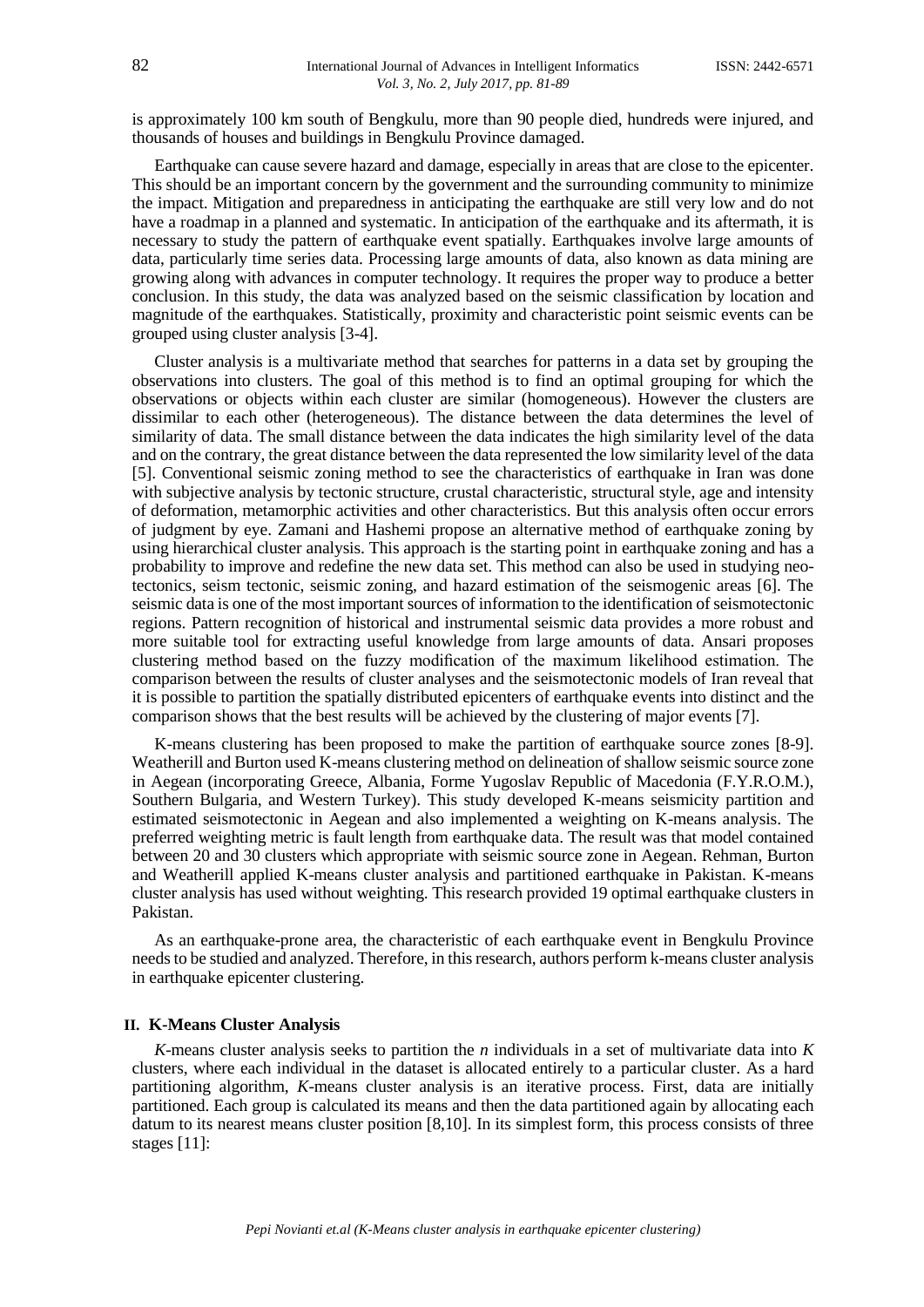is approximately 100 km south of Bengkulu, more than 90 people died, hundreds were injured, and thousands of houses and buildings in Bengkulu Province damaged.

Earthquake can cause severe hazard and damage, especially in areas that are close to the epicenter. This should be an important concern by the government and the surrounding community to minimize the impact. Mitigation and preparedness in anticipating the earthquake are still very low and do not have a roadmap in a planned and systematic. In anticipation of the earthquake and its aftermath, it is necessary to study the pattern of earthquake event spatially. Earthquakes involve large amounts of data, particularly time series data. Processing large amounts of data, also known as data mining are growing along with advances in computer technology. It requires the proper way to produce a better conclusion. In this study, the data was analyzed based on the seismic classification by location and magnitude of the earthquakes. Statistically, proximity and characteristic point seismic events can be grouped using cluster analysis [3-4].

Cluster analysis is a multivariate method that searches for patterns in a data set by grouping the observations into clusters. The goal of this method is to find an optimal grouping for which the observations or objects within each cluster are similar (homogeneous). However the clusters are dissimilar to each other (heterogeneous). The distance between the data determines the level of similarity of data. The small distance between the data indicates the high similarity level of the data and on the contrary, the great distance between the data represented the low similarity level of the data [5]. Conventional seismic zoning method to see the characteristics of earthquake in Iran was done with subjective analysis by tectonic structure, crustal characteristic, structural style, age and intensity of deformation, metamorphic activities and other characteristics. But this analysis often occur errors of judgment by eye. Zamani and Hashemi propose an alternative method of earthquake zoning by using hierarchical cluster analysis. This approach is the starting point in earthquake zoning and has a probability to improve and redefine the new data set. This method can also be used in studying neo-tectonics, seism tectonic, seismic zoning, and hazard estimation of the seismogenic areas [6]. The seismic data is one of the most important sources of information to the identification of seismotectonic regions. Pattern recognition of historical and instrumental seismic data provides a more robust and more suitable tool for extracting useful knowledge from large amounts of data. Ansari proposes clustering method based on the fuzzy modification of the maximum likelihood estimation. The comparison between the results of cluster analyses and the seismotectonic models of Iran reveal that it is possible to partition the spatially distributed epicenters of earthquake events into distinct and the comparison shows that the best results will be achieved by the clustering of major events [7].

K-means clustering has been proposed to make the partition of earthquake source zones [8-9]. Weatherill and Burton used K-means clustering method on delineation of shallow seismic source zone in Aegean (incorporating Greece, Albania, Forme Yugoslav Republic of Macedonia (F.Y.R.O.M.), Southern Bulgaria, and Western Turkey). This study developed K-means seismicity partition and estimated seismotectonic in Aegean and also implemented a weighting on K-means analysis. The preferred weighting metric is fault length from earthquake data. The result was that model contained between 20 and 30 clusters which appropriate with seismic source zone in Aegean. Rehman, Burton and Weatherill applied K-means cluster analysis and partitioned earthquake in Pakistan. K-means cluster analysis has used without weighting. This research provided 19 optimal earthquake clusters in Pakistan.

As an earthquake-prone area, the characteristic of each earthquake event in Bengkulu Province needs to be studied and analyzed. Therefore, in this research, authors perform k-means cluster analysis in earthquake epicenter clustering.

## II. K-Means Cluster Analysis

*K*-means cluster analysis seeks to partition the *n* individuals in a set of multivariate data into *K* clusters, where each individual in the dataset is allocated entirely to a particular cluster. As a hard partitioning algorithm, *K*-means cluster analysis is an iterative process. First, data are initially partitioned. Each group is calculated its means and then the data partitioned again by allocating each datum to its nearest means cluster position [8,10]. In its simplest form, this process consists of three stages [11]: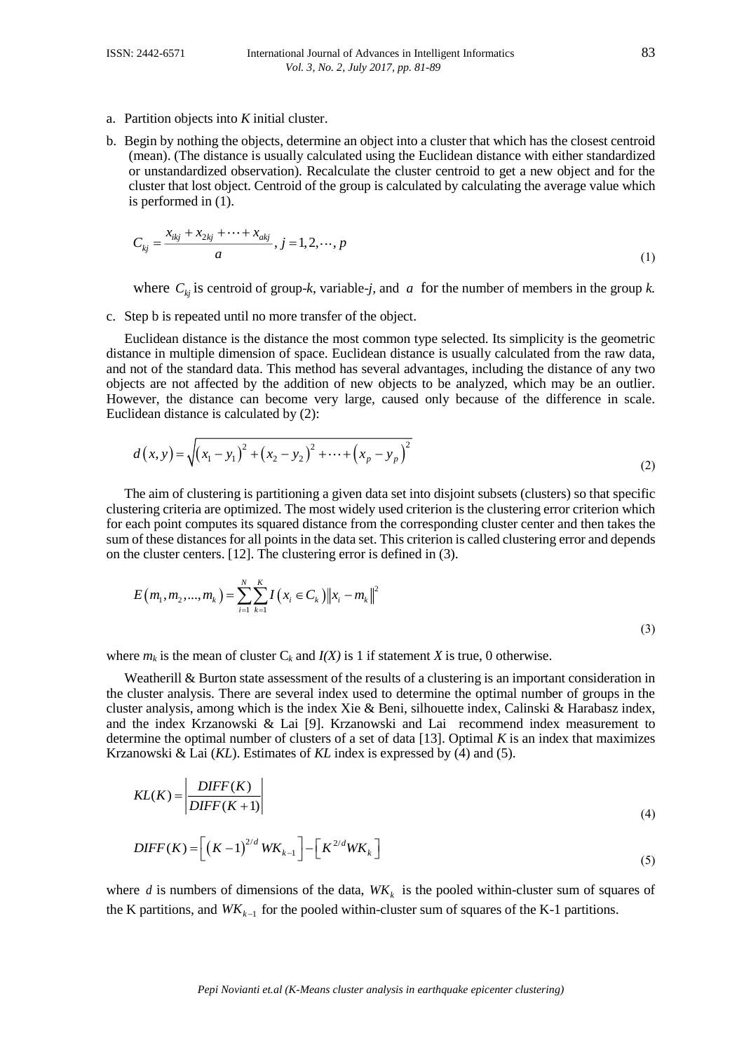a. Partition objects into $K$ initial cluster.

b. Begin by nothing the objects, determine an object into a cluster that which has the closest centroid (mean). (The distance is usually calculated using the Euclidean distance with either standardized or unstandardized observation). Recalculate the cluster centroid to get a new object and for the cluster that lost object. Centroid of the group is calculated by calculating the average value which is performed in (1).

$$C_{kj} = \frac{x_{ikj} + x_{2kj} + \cdots + x_{akj}}{a}, \; j = 1, 2, \cdots, p \tag{1}$$

where $C_{kj}$ is centroid of group-$k$, variable-$j$, and $a$ for the number of members in the group $k$.

c. Step b is repeated until no more transfer of the object.

Euclidean distance is the distance the most common type selected. Its simplicity is the geometric distance in multiple dimension of space. Euclidean distance is usually calculated from the raw data, and not of the standard data. This method has several advantages, including the distance of any two objects are not affected by the addition of new objects to be analyzed, which may be an outlier. However, the distance can become very large, caused only because of the difference in scale. Euclidean distance is calculated by (2):

$$d(x,y) = \sqrt{\left(x_1 - y_1\right)^2 + \left(x_2 - y_2\right)^2 + \cdots + \left(x_p - y_p\right)^2} \tag{2}$$

The aim of clustering is partitioning a given data set into disjoint subsets (clusters) so that specific clustering criteria are optimized. The most widely used criterion is the clustering error criterion which for each point computes its squared distance from the corresponding cluster center and then takes the sum of these distances for all points in the data set. This criterion is called clustering error and depends on the cluster centers. [12]. The clustering error is defined in (3).

$$E\left(m_1, m_2, ..., m_k\right) = \sum_{i=1}^{N} \sum_{k=1}^{K} I\left(x_i \in C_k\right) \left\| x_i - m_k \right\|^2 \tag{3}$$

where $m_k$ is the mean of cluster $C_k$ and $I(X)$ is 1 if statement $X$ is true, 0 otherwise.

Weatherill & Burton state assessment of the results of a clustering is an important consideration in the cluster analysis. There are several index used to determine the optimal number of groups in the cluster analysis, among which is the index Xie & Beni, silhouette index, Calinski & Harabasz index, and the index Krzanowski & Lai [9]. Krzanowski and Lai recommend index measurement to determine the optimal number of clusters of a set of data [13]. Optimal $K$ is an index that maximizes Krzanowski & Lai ($KL$). Estimates of $KL$ index is expressed by (4) and (5).

$$KL(K) = \left| \frac{DIFF(K)}{DIFF(K+1)} \right| \tag{4}$$

$$DIFF(K) = \left[ \left(K-1\right)^{2/d} WK_{k-1} \right] - \left[ K^{2/d} WK_k \right] \tag{5}$$

where $d$ is numbers of dimensions of the data, $WK_k$ is the pooled within-cluster sum of squares of the K partitions, and $WK_{k-1}$ for the pooled within-cluster sum of squares of the K-1 partitions.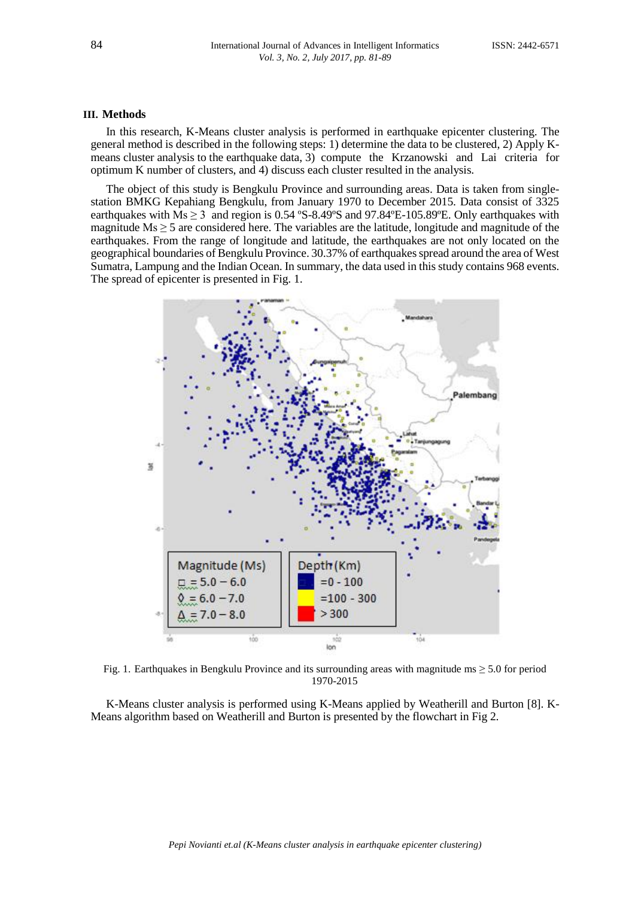## III. Methods

In this research, K-Means cluster analysis is performed in earthquake epicenter clustering. The general method is described in the following steps: 1) determine the data to be clustered, 2) Apply K-means cluster analysis to the earthquake data, 3) compute the Krzanowski and Lai criteria for optimum K number of clusters, and 4) discuss each cluster resulted in the analysis.

The object of this study is Bengkulu Province and surrounding areas. Data is taken from single-station BMKG Kepahiang Bengkulu, from January 1970 to December 2015. Data consist of 3325 earthquakes with $Ms \geq 3$ and region is 0.54 ºS-8.49ºS and 97.84ºE-105.89ºE. Only earthquakes with magnitude $Ms \geq 5$ are considered here. The variables are the latitude, longitude and magnitude of the earthquakes. From the range of longitude and latitude, the earthquakes are not only located on the geographical boundaries of Bengkulu Province. 30.37% of earthquakes spread around the area of West Sumatra, Lampung and the Indian Ocean. In summary, the data used in this study contains 968 events. The spread of epicenter is presented in Fig. 1.

Fig. 1. Earthquakes in Bengkulu Province and its surrounding areas with magnitude ms ≥ 5.0 for period 1970-2015

K-Means cluster analysis is performed using K-Means applied by Weatherill and Burton [8]. K-Means algorithm based on Weatherill and Burton is presented by the flowchart in Fig 2.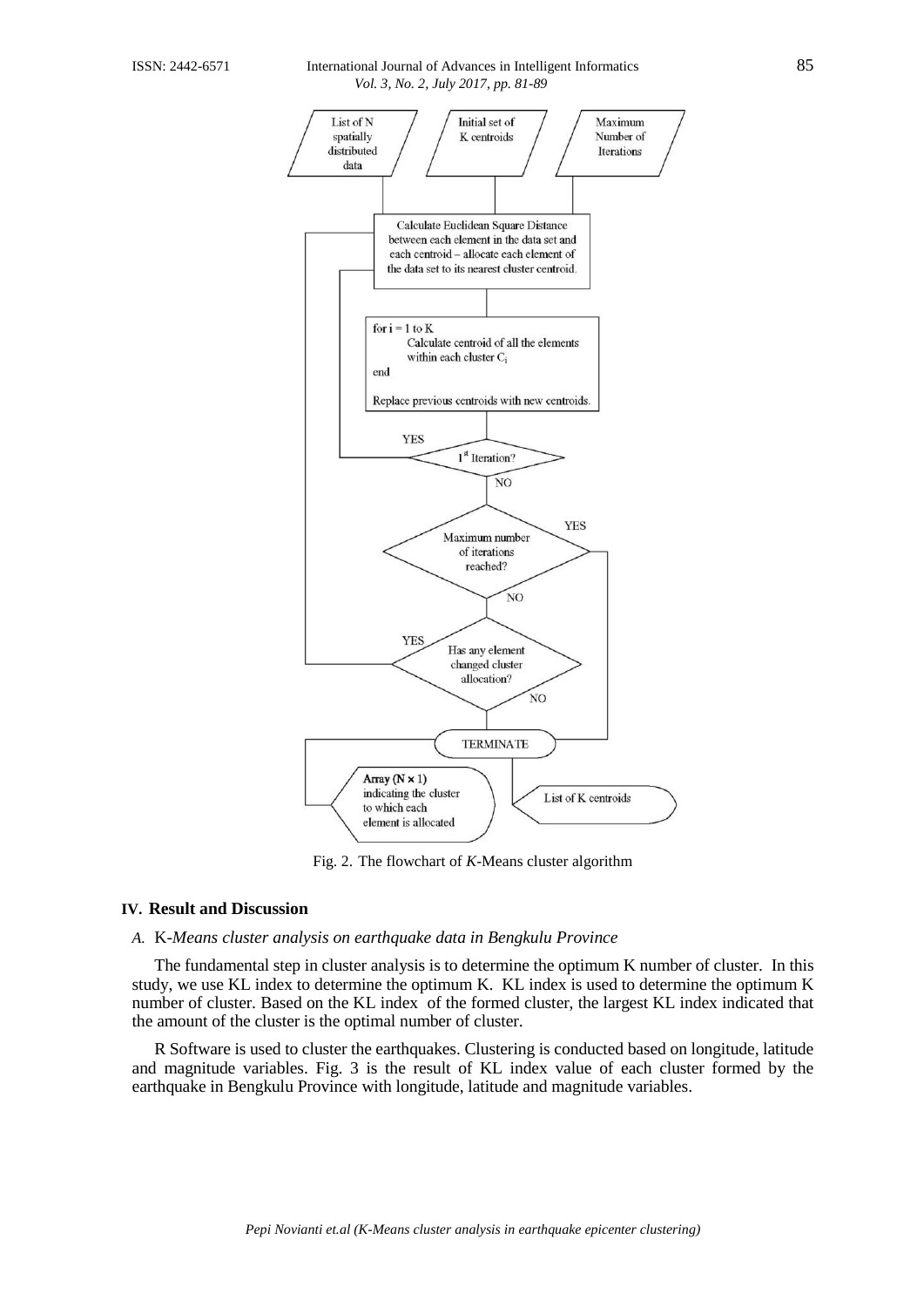Fig. 2. The flowchart of *K*-Means cluster algorithm

## IV. Result and Discussion

### *A.* K*-Means cluster analysis on earthquake data in Bengkulu Province*

The fundamental step in cluster analysis is to determine the optimum K number of cluster. In this study, we use KL index to determine the optimum K. KL index is used to determine the optimum K number of cluster. Based on the KL index of the formed cluster, the largest KL index indicated that the amount of the cluster is the optimal number of cluster.

R Software is used to cluster the earthquakes. Clustering is conducted based on longitude, latitude and magnitude variables. Fig. 3 is the result of KL index value of each cluster formed by the earthquake in Bengkulu Province with longitude, latitude and magnitude variables.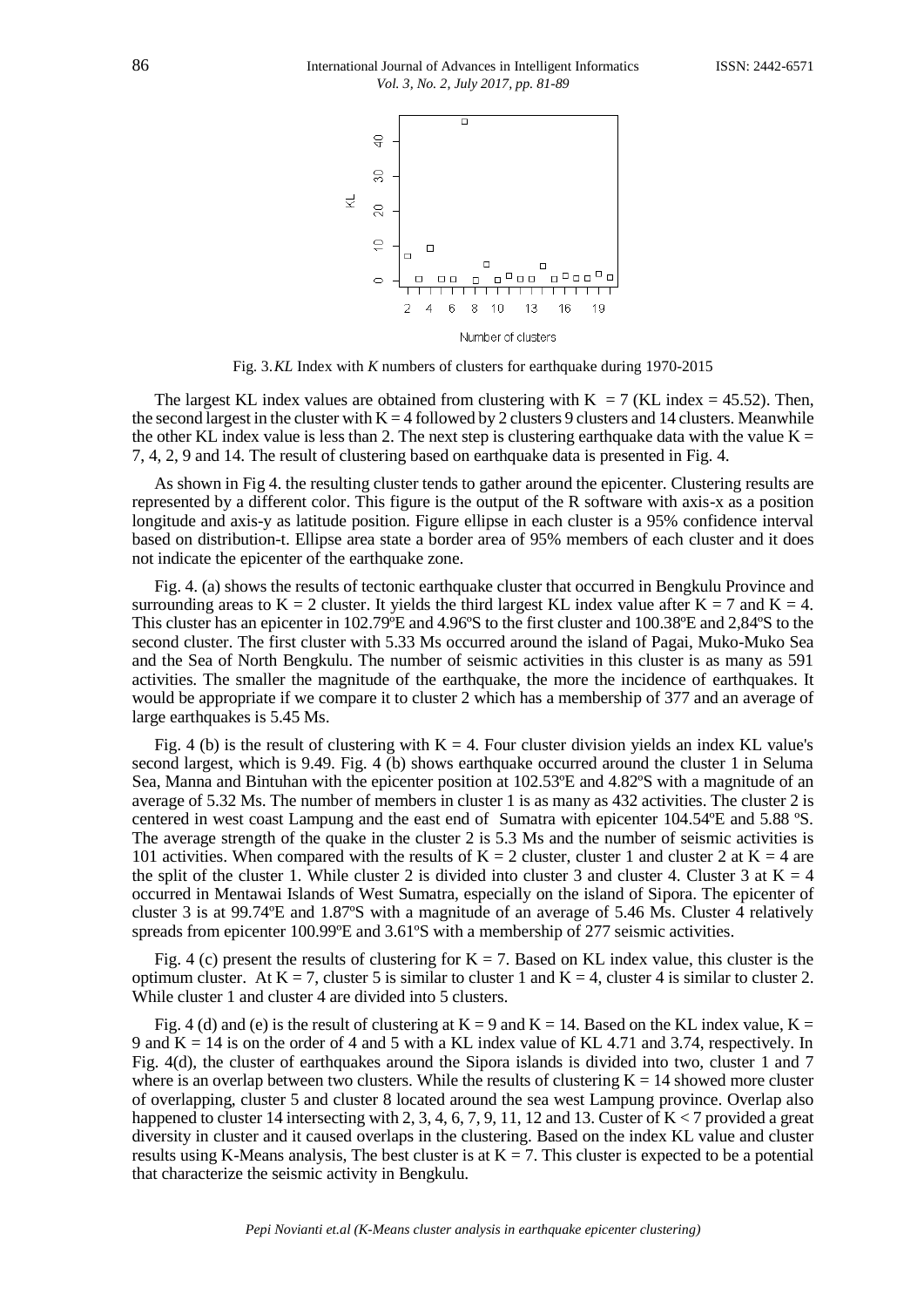Fig. 3. *KL* Index with *K* numbers of clusters for earthquake during 1970-2015

The largest KL index values are obtained from clustering with K = 7 (KL index = 45.52). Then, the second largest in the cluster with K = 4 followed by 2 clusters 9 clusters and 14 clusters. Meanwhile the other KL index value is less than 2. The next step is clustering earthquake data with the value K = 7, 4, 2, 9 and 14. The result of clustering based on earthquake data is presented in Fig. 4.

As shown in Fig 4. the resulting cluster tends to gather around the epicenter. Clustering results are represented by a different color. This figure is the output of the R software with axis-x as a position longitude and axis-y as latitude position. Figure ellipse in each cluster is a 95% confidence interval based on distribution-t. Ellipse area state a border area of 95% members of each cluster and it does not indicate the epicenter of the earthquake zone.

Fig. 4. (a) shows the results of tectonic earthquake cluster that occurred in Bengkulu Province and surrounding areas to K = 2 cluster. It yields the third largest KL index value after K = 7 and K = 4. This cluster has an epicenter in 102.79ºE and 4.96ºS to the first cluster and 100.38ºE and 2,84ºS to the second cluster. The first cluster with 5.33 Ms occurred around the island of Pagai, Muko-Muko Sea and the Sea of North Bengkulu. The number of seismic activities in this cluster is as many as 591 activities. The smaller the magnitude of the earthquake, the more the incidence of earthquakes. It would be appropriate if we compare it to cluster 2 which has a membership of 377 and an average of large earthquakes is 5.45 Ms.

Fig. 4 (b) is the result of clustering with K = 4. Four cluster division yields an index KL value's second largest, which is 9.49. Fig. 4 (b) shows earthquake occurred around the cluster 1 in Seluma Sea, Manna and Bintuhan with the epicenter position at 102.53ºE and 4.82ºS with a magnitude of an average of 5.32 Ms. The number of members in cluster 1 is as many as 432 activities. The cluster 2 is centered in west coast Lampung and the east end of Sumatra with epicenter 104.54ºE and 5.88 ºS. The average strength of the quake in the cluster 2 is 5.3 Ms and the number of seismic activities is 101 activities. When compared with the results of K = 2 cluster, cluster 1 and cluster 2 at K = 4 are the split of the cluster 1. While cluster 2 is divided into cluster 3 and cluster 4. Cluster 3 at K = 4 occurred in Mentawai Islands of West Sumatra, especially on the island of Sipora. The epicenter of cluster 3 is at 99.74ºE and 1.87ºS with a magnitude of an average of 5.46 Ms. Cluster 4 relatively spreads from epicenter 100.99ºE and 3.61ºS with a membership of 277 seismic activities.

Fig. 4 (c) present the results of clustering for K = 7. Based on KL index value, this cluster is the optimum cluster. At K = 7, cluster 5 is similar to cluster 1 and K = 4, cluster 4 is similar to cluster 2. While cluster 1 and cluster 4 are divided into 5 clusters.

Fig. 4 (d) and (e) is the result of clustering at K = 9 and K = 14. Based on the KL index value, K = 9 and K = 14 is on the order of 4 and 5 with a KL index value of KL 4.71 and 3.74, respectively. In Fig. 4(d), the cluster of earthquakes around the Sipora islands is divided into two, cluster 1 and 7 where is an overlap between two clusters. While the results of clustering K = 14 showed more cluster of overlapping, cluster 5 and cluster 8 located around the sea west Lampung province. Overlap also happened to cluster 14 intersecting with 2, 3, 4, 6, 7, 9, 11, 12 and 13. Custer of K < 7 provided a great diversity in cluster and it caused overlaps in the clustering. Based on the index KL value and cluster results using K-Means analysis, The best cluster is at K = 7. This cluster is expected to be a potential that characterize the seismic activity in Bengkulu.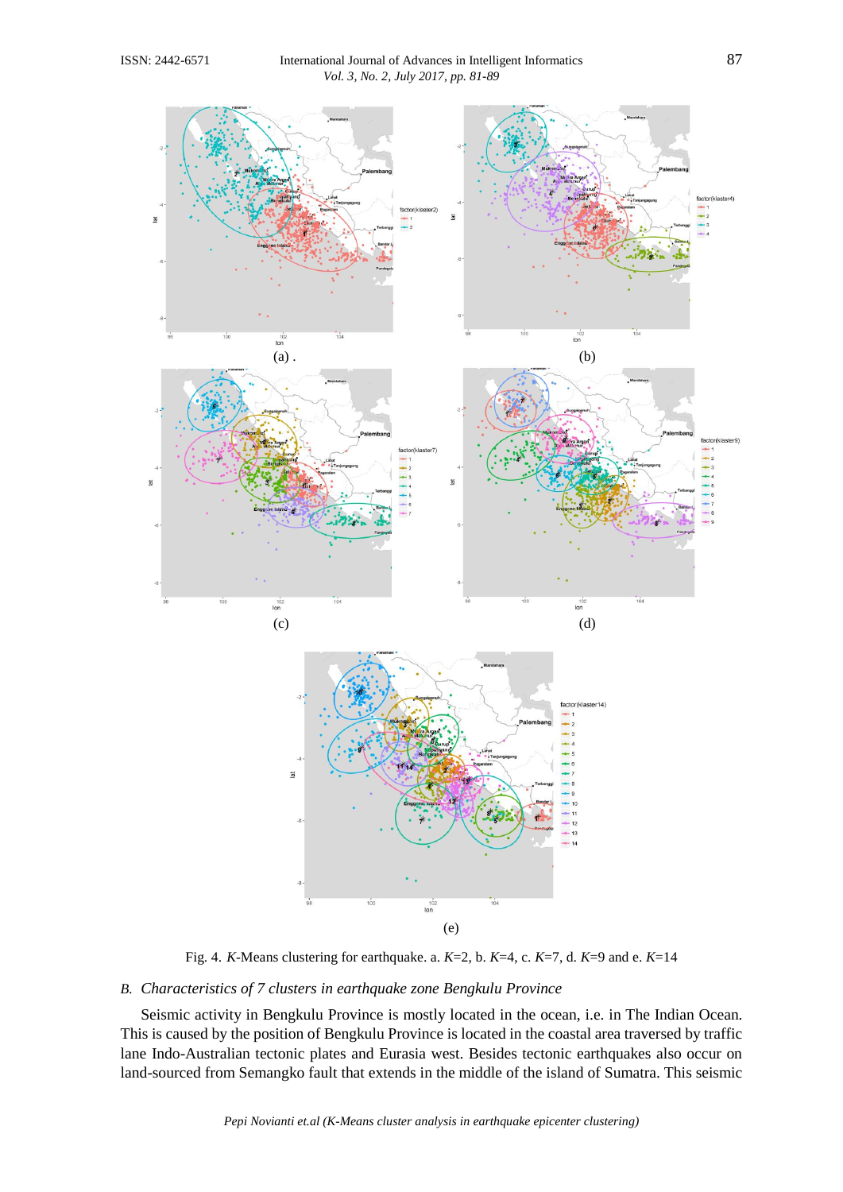(a) .

(b)

(c)

(d)

(e)

Fig. 4. *K*-Means clustering for earthquake. a. *K*=2, b. *K*=4, c. *K*=7, d. *K*=9 and e. *K*=14

### *B. Characteristics of 7 clusters in earthquake zone Bengkulu Province*

Seismic activity in Bengkulu Province is mostly located in the ocean, i.e. in The Indian Ocean. This is caused by the position of Bengkulu Province is located in the coastal area traversed by traffic lane Indo-Australian tectonic plates and Eurasia west. Besides tectonic earthquakes also occur on land-sourced from Semangko fault that extends in the middle of the island of Sumatra. This seismic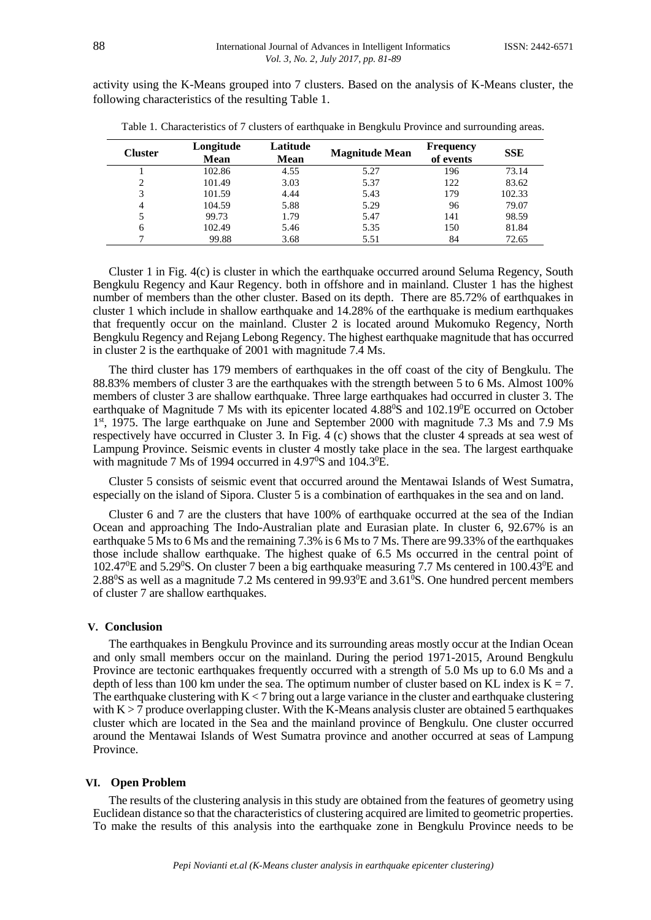activity using the K-Means grouped into 7 clusters. Based on the analysis of K-Means cluster, the following characteristics of the resulting Table 1.

Table 1. Characteristics of 7 clusters of earthquake in Bengkulu Province and surrounding areas.

| Cluster | Longitude Mean | Latitude Mean | Magnitude Mean | Frequency of events | SSE |
|---|---|---|---|---|---|
| 1 | 102.86 | 4.55 | 5.27 | 196 | 73.14 |
| 2 | 101.49 | 3.03 | 5.37 | 122 | 83.62 |
| 3 | 101.59 | 4.44 | 5.43 | 179 | 102.33 |
| 4 | 104.59 | 5.88 | 5.29 | 96 | 79.07 |
| 5 | 99.73 | 1.79 | 5.47 | 141 | 98.59 |
| 6 | 102.49 | 5.46 | 5.35 | 150 | 81.84 |
| 7 | 99.88 | 3.68 | 5.51 | 84 | 72.65 |

Cluster 1 in Fig. 4(c) is cluster in which the earthquake occurred around Seluma Regency, South Bengkulu Regency and Kaur Regency. both in offshore and in mainland. Cluster 1 has the highest number of members than the other cluster. Based on its depth. There are 85.72% of earthquakes in cluster 1 which include in shallow earthquake and 14.28% of the earthquake is medium earthquakes that frequently occur on the mainland. Cluster 2 is located around Mukomuko Regency, North Bengkulu Regency and Rejang Lebong Regency. The highest earthquake magnitude that has occurred in cluster 2 is the earthquake of 2001 with magnitude 7.4 Ms.

The third cluster has 179 members of earthquakes in the off coast of the city of Bengkulu. The 88.83% members of cluster 3 are the earthquakes with the strength between 5 to 6 Ms. Almost 100% members of cluster 3 are shallow earthquake. Three large earthquakes had occurred in cluster 3. The earthquake of Magnitude 7 Ms with its epicenter located $4.88^0$S and $102.19^0$E occurred on October 1st, 1975. The large earthquake on June and September 2000 with magnitude 7.3 Ms and 7.9 Ms respectively have occurred in Cluster 3. In Fig. 4 (c) shows that the cluster 4 spreads at sea west of Lampung Province. Seismic events in cluster 4 mostly take place in the sea. The largest earthquake with magnitude 7 Ms of 1994 occurred in $4.97^0$S and $104.3^0$E.

Cluster 5 consists of seismic event that occurred around the Mentawai Islands of West Sumatra, especially on the island of Sipora. Cluster 5 is a combination of earthquakes in the sea and on land.

Cluster 6 and 7 are the clusters that have 100% of earthquake occurred at the sea of the Indian Ocean and approaching The Indo-Australian plate and Eurasian plate. In cluster 6, 92.67% is an earthquake 5 Ms to 6 Ms and the remaining 7.3% is 6 Ms to 7 Ms. There are 99.33% of the earthquakes those include shallow earthquake. The highest quake of 6.5 Ms occurred in the central point of $102.47^0$E and $5.29^0$S. On cluster 7 been a big earthquake measuring 7.7 Ms centered in $100.43^0$E and $2.88^0$S as well as a magnitude 7.2 Ms centered in $99.93^0$E and $3.61^0$S. One hundred percent members of cluster 7 are shallow earthquakes.

## V. Conclusion

The earthquakes in Bengkulu Province and its surrounding areas mostly occur at the Indian Ocean and only small members occur on the mainland. During the period 1971-2015, Around Bengkulu Province are tectonic earthquakes frequently occurred with a strength of 5.0 Ms up to 6.0 Ms and a depth of less than 100 km under the sea. The optimum number of cluster based on KL index is $K = 7$. The earthquake clustering with $K < 7$ bring out a large variance in the cluster and earthquake clustering with $K > 7$ produce overlapping cluster. With the K-Means analysis cluster are obtained 5 earthquakes cluster which are located in the Sea and the mainland province of Bengkulu. One cluster occurred around the Mentawai Islands of West Sumatra province and another occurred at seas of Lampung Province.

## VI. Open Problem

The results of the clustering analysis in this study are obtained from the features of geometry using Euclidean distance so that the characteristics of clustering acquired are limited to geometric properties. To make the results of this analysis into the earthquake zone in Bengkulu Province needs to be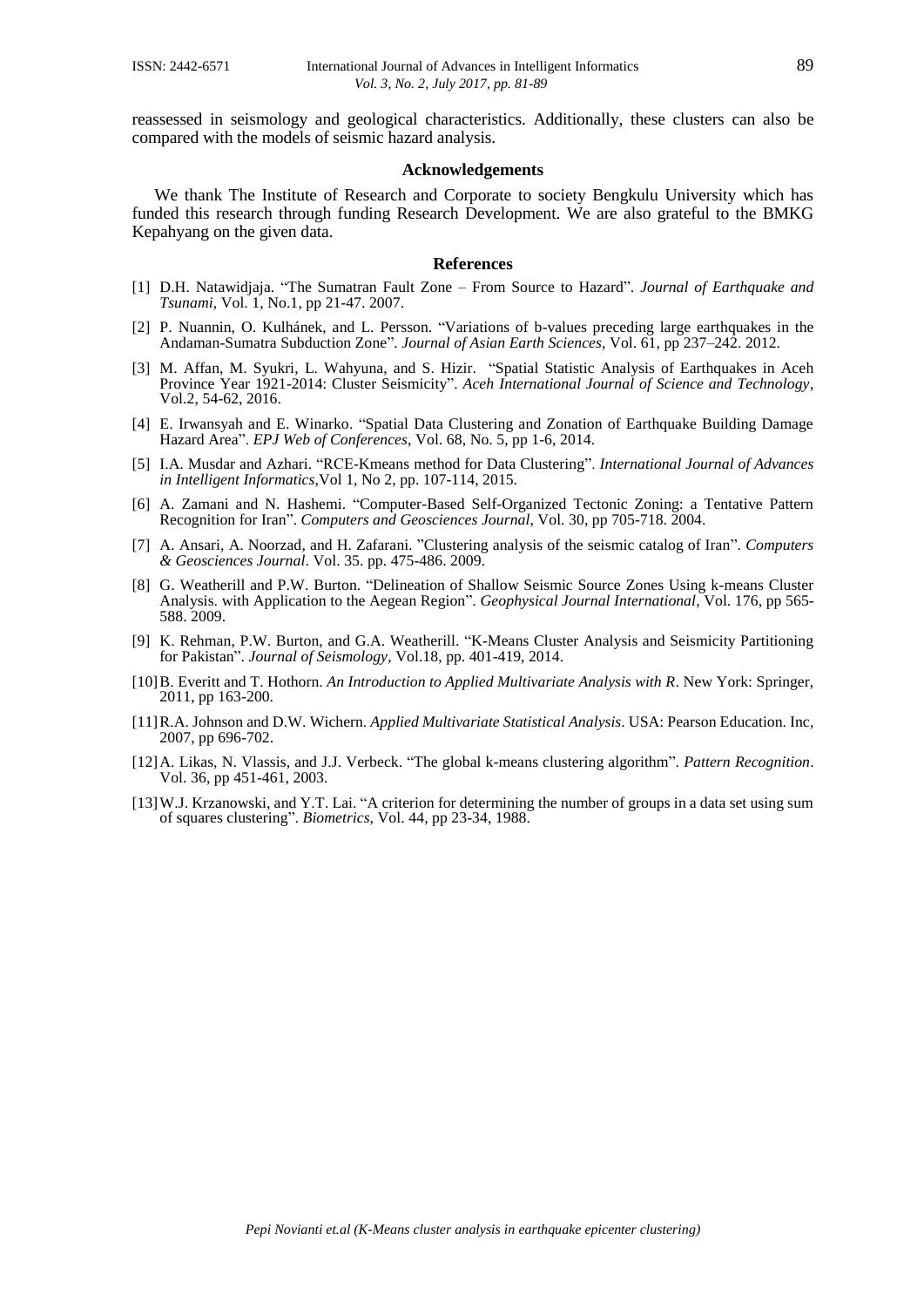reassessed in seismology and geological characteristics. Additionally, these clusters can also be compared with the models of seismic hazard analysis.

### Acknowledgements

We thank The Institute of Research and Corporate to society Bengkulu University which has funded this research through funding Research Development. We are also grateful to the BMKG Kepahyang on the given data.

### References

[1] D.H. Natawidjaja. "The Sumatran Fault Zone – From Source to Hazard". *Journal of Earthquake and Tsunami*, Vol. 1, No.1, pp 21-47. 2007.

[2] P. Nuannin, O. Kulhánek, and L. Persson. "Variations of b-values preceding large earthquakes in the Andaman-Sumatra Subduction Zone". *Journal of Asian Earth Sciences*, Vol. 61, pp 237–242. 2012.

[3] M. Affan, M. Syukri, L. Wahyuna, and S. Hizir. "Spatial Statistic Analysis of Earthquakes in Aceh Province Year 1921-2014: Cluster Seismicity". *Aceh International Journal of Science and Technology*, Vol.2, 54-62, 2016.

[4] E. Irwansyah and E. Winarko. "Spatial Data Clustering and Zonation of Earthquake Building Damage Hazard Area". *EPJ Web of Conferences*, Vol. 68, No. 5, pp 1-6, 2014.

[5] I.A. Musdar and Azhari. "RCE-Kmeans method for Data Clustering". *International Journal of Advances in Intelligent Informatics*,Vol 1, No 2, pp. 107-114, 2015.

[6] A. Zamani and N. Hashemi. "Computer-Based Self-Organized Tectonic Zoning: a Tentative Pattern Recognition for Iran". *Computers and Geosciences Journal*, Vol. 30, pp 705-718. 2004.

[7] A. Ansari, A. Noorzad, and H. Zafarani. "Clustering analysis of the seismic catalog of Iran". *Computers & Geosciences Journal*. Vol. 35. pp. 475-486. 2009.

[8] G. Weatherill and P.W. Burton. "Delineation of Shallow Seismic Source Zones Using k-means Cluster Analysis. with Application to the Aegean Region". *Geophysical Journal International*, Vol. 176, pp 565-588. 2009.

[9] K. Rehman, P.W. Burton, and G.A. Weatherill. "K-Means Cluster Analysis and Seismicity Partitioning for Pakistan". *Journal of Seismology*, Vol.18, pp. 401-419, 2014.

[10] B. Everitt and T. Hothorn. *An Introduction to Applied Multivariate Analysis with R*. New York: Springer, 2011, pp 163-200.

[11] R.A. Johnson and D.W. Wichern. *Applied Multivariate Statistical Analysis*. USA: Pearson Education. Inc, 2007, pp 696-702.

[12] A. Likas, N. Vlassis, and J.J. Verbeck. "The global k-means clustering algorithm". *Pattern Recognition*. Vol. 36, pp 451-461, 2003.

[13] W.J. Krzanowski, and Y.T. Lai. "A criterion for determining the number of groups in a data set using sum of squares clustering". *Biometrics*, Vol. 44, pp 23-34, 1988.